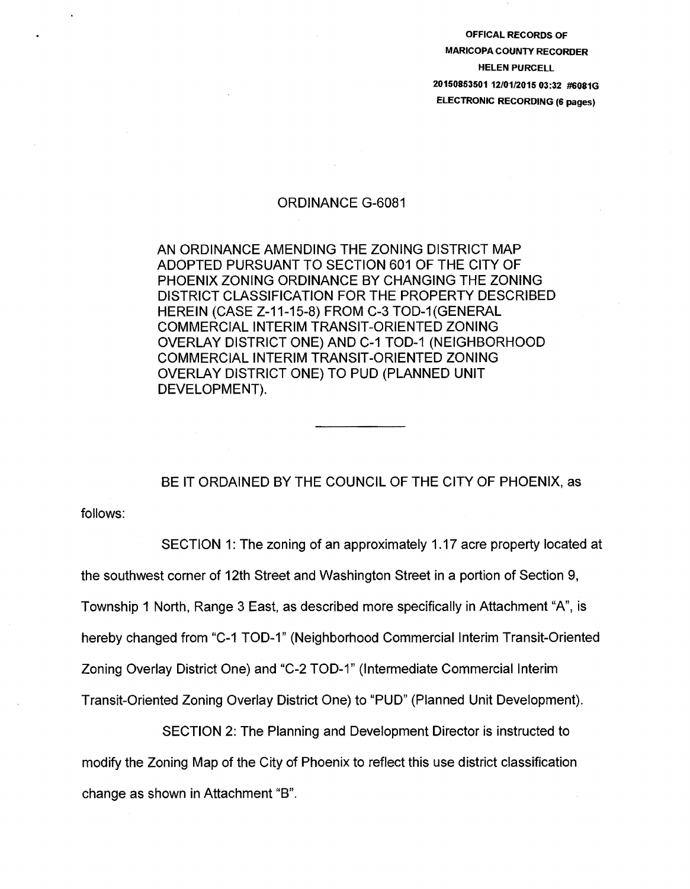OFFICAL RECORDS OF
MARICOPA COUNTY RECORDER
HELEN PURCELL
20150853501 12/01/2015 03:32 #6081G
ELECTRONIC RECORDING (6 pages)

# ORDINANCE G-6081

AN ORDINANCE AMENDING THE ZONING DISTRICT MAP ADOPTED PURSUANT TO SECTION 601 OF THE CITY OF PHOENIX ZONING ORDINANCE BY CHANGING THE ZONING DISTRICT CLASSIFICATION FOR THE PROPERTY DESCRIBED HEREIN (CASE Z-11-15-8) FROM C-3 TOD-1(GENERAL COMMERCIAL INTERIM TRANSIT-ORIENTED ZONING OVERLAY DISTRICT ONE) AND C-1 TOD-1 (NEIGHBORHOOD COMMERCIAL INTERIM TRANSIT-ORIENTED ZONING OVERLAY DISTRICT ONE) TO PUD (PLANNED UNIT DEVELOPMENT).

---

BE IT ORDAINED BY THE COUNCIL OF THE CITY OF PHOENIX, as follows:

SECTION 1: The zoning of an approximately 1.17 acre property located at the southwest corner of 12th Street and Washington Street in a portion of Section 9, Township 1 North, Range 3 East, as described more specifically in Attachment "A", is hereby changed from "C-1 TOD-1" (Neighborhood Commercial Interim Transit-Oriented Zoning Overlay District One) and "C-2 TOD-1" (Intermediate Commercial Interim Transit-Oriented Zoning Overlay District One) to "PUD" (Planned Unit Development).

SECTION 2: The Planning and Development Director is instructed to modify the Zoning Map of the City of Phoenix to reflect this use district classification change as shown in Attachment "B".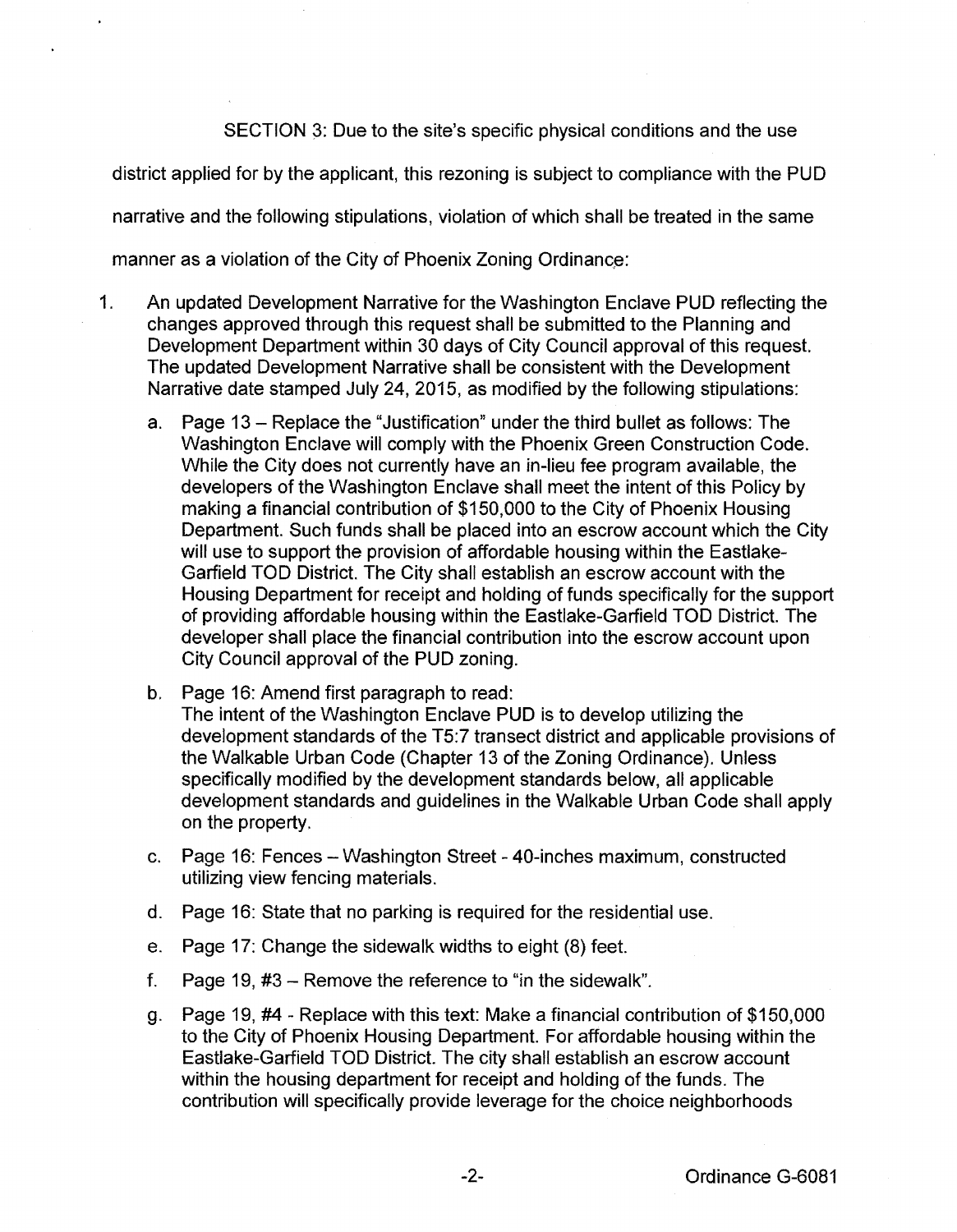SECTION 3: Due to the site's specific physical conditions and the use district applied for by the applicant, this rezoning is subject to compliance with the PUD narrative and the following stipulations, violation of which shall be treated in the same manner as a violation of the City of Phoenix Zoning Ordinance:

1. An updated Development Narrative for the Washington Enclave PUD reflecting the changes approved through this request shall be submitted to the Planning and Development Department within 30 days of City Council approval of this request. The updated Development Narrative shall be consistent with the Development Narrative date stamped July 24, 2015, as modified by the following stipulations:

   a. Page 13 – Replace the "Justification" under the third bullet as follows: The Washington Enclave will comply with the Phoenix Green Construction Code. While the City does not currently have an in-lieu fee program available, the developers of the Washington Enclave shall meet the intent of this Policy by making a financial contribution of $150,000 to the City of Phoenix Housing Department. Such funds shall be placed into an escrow account which the City will use to support the provision of affordable housing within the Eastlake-Garfield TOD District. The City shall establish an escrow account with the Housing Department for receipt and holding of funds specifically for the support of providing affordable housing within the Eastlake-Garfield TOD District. The developer shall place the financial contribution into the escrow account upon City Council approval of the PUD zoning.

   b. Page 16: Amend first paragraph to read:
   The intent of the Washington Enclave PUD is to develop utilizing the development standards of the T5:7 transect district and applicable provisions of the Walkable Urban Code (Chapter 13 of the Zoning Ordinance). Unless specifically modified by the development standards below, all applicable development standards and guidelines in the Walkable Urban Code shall apply on the property.

   c. Page 16: Fences – Washington Street - 40-inches maximum, constructed utilizing view fencing materials.

   d. Page 16: State that no parking is required for the residential use.

   e. Page 17: Change the sidewalk widths to eight (8) feet.

   f. Page 19, #3 – Remove the reference to "in the sidewalk".

   g. Page 19, #4 - Replace with this text: Make a financial contribution of $150,000 to the City of Phoenix Housing Department. For affordable housing within the Eastlake-Garfield TOD District. The city shall establish an escrow account within the housing department for receipt and holding of the funds. The contribution will specifically provide leverage for the choice neighborhoods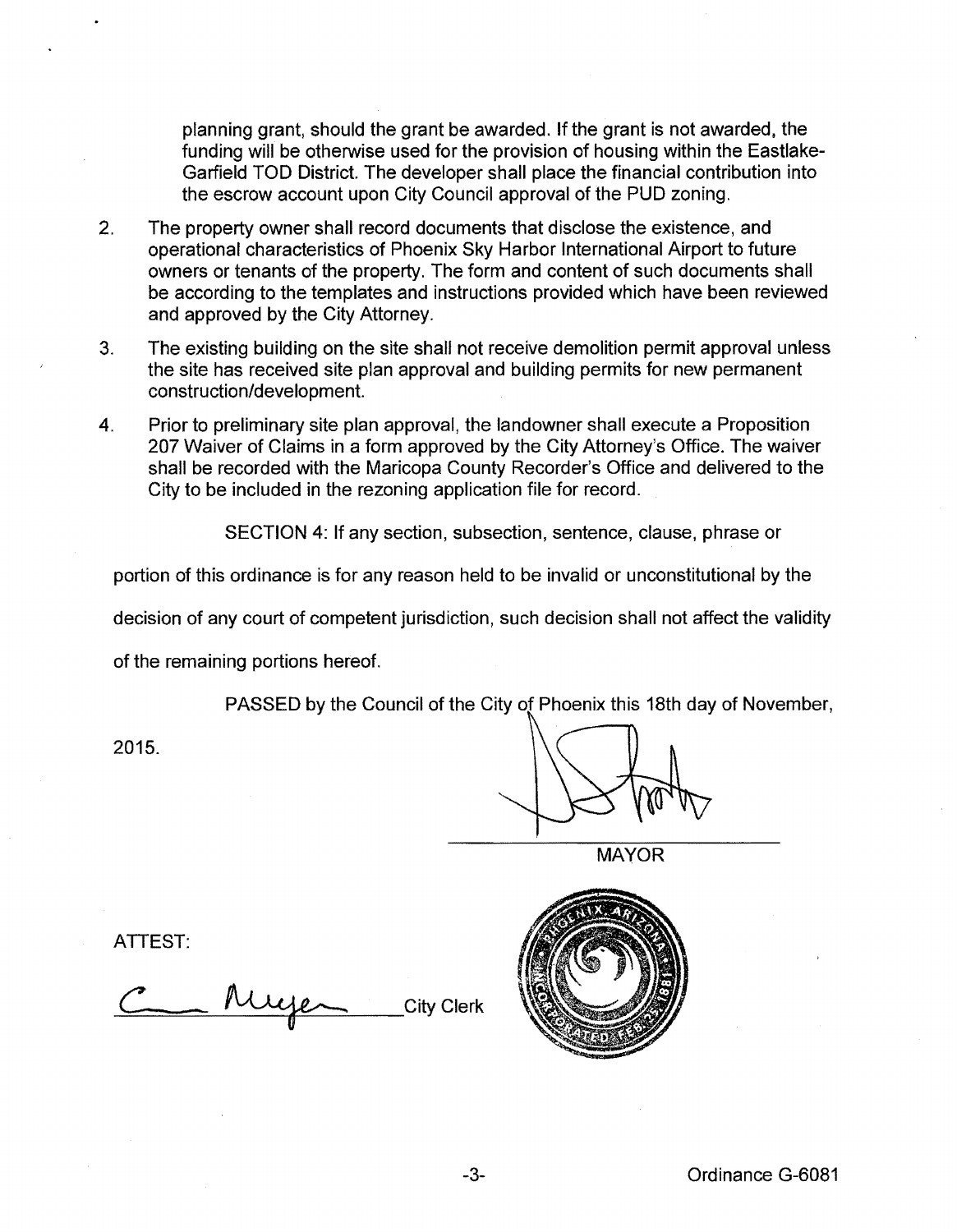planning grant, should the grant be awarded. If the grant is not awarded, the funding will be otherwise used for the provision of housing within the Eastlake-Garfield TOD District. The developer shall place the financial contribution into the escrow account upon City Council approval of the PUD zoning.

2. The property owner shall record documents that disclose the existence, and operational characteristics of Phoenix Sky Harbor International Airport to future owners or tenants of the property. The form and content of such documents shall be according to the templates and instructions provided which have been reviewed and approved by the City Attorney.

3. The existing building on the site shall not receive demolition permit approval unless the site has received site plan approval and building permits for new permanent construction/development.

4. Prior to preliminary site plan approval, the landowner shall execute a Proposition 207 Waiver of Claims in a form approved by the City Attorney's Office. The waiver shall be recorded with the Maricopa County Recorder's Office and delivered to the City to be included in the rezoning application file for record.

SECTION 4: If any section, subsection, sentence, clause, phrase or portion of this ordinance is for any reason held to be invalid or unconstitutional by the decision of any court of competent jurisdiction, such decision shall not affect the validity of the remaining portions hereof.

PASSED by the Council of the City of Phoenix this 18th day of November, 2015.

MAYOR

ATTEST:

City Clerk

Ordinance G-6081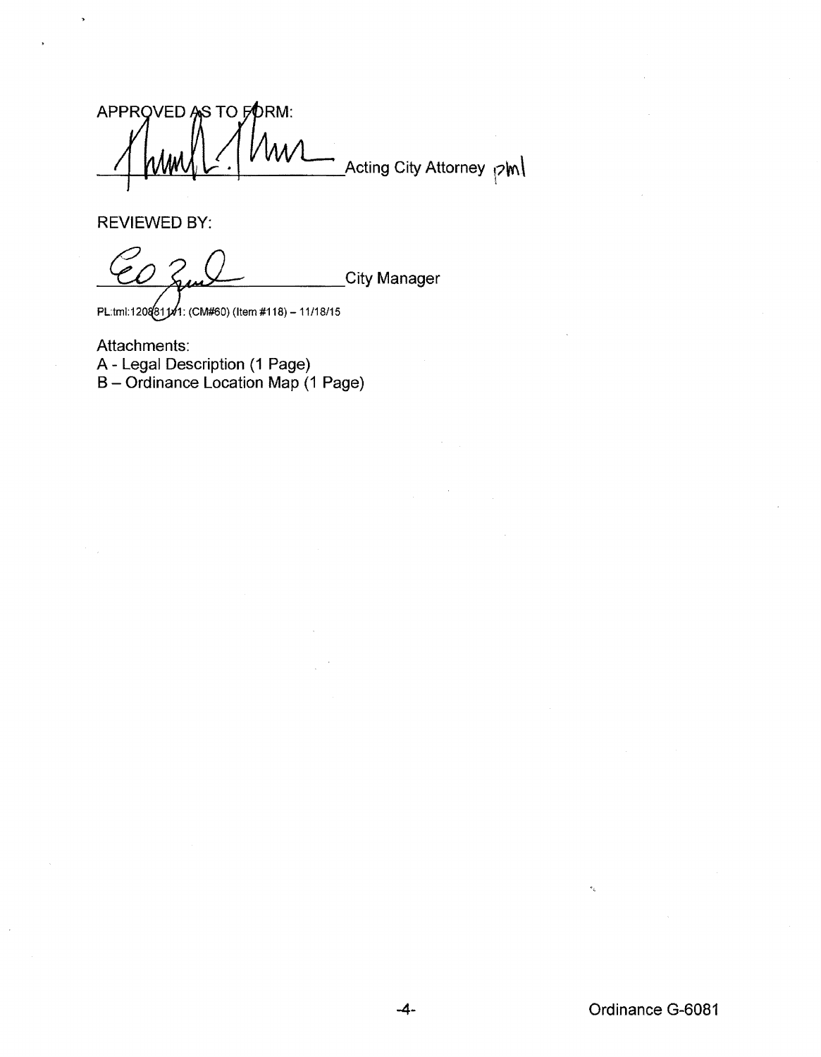APPROVED AS TO FORM:

\_\_\_\_\_\_\_\_\_\_\_\_\_\_\_\_\_\_\_\_\_\_\_\_\_\_ Acting City Attorney pml

REVIEWED BY:

\_\_\_\_\_\_\_\_\_\_\_\_\_\_\_\_\_\_\_\_\_\_\_\_\_\_ City Manager

PL:tml:1208811v1: (CM#60) (Item #118) – 11/18/15

Attachments:
A - Legal Description (1 Page)
B – Ordinance Location Map (1 Page)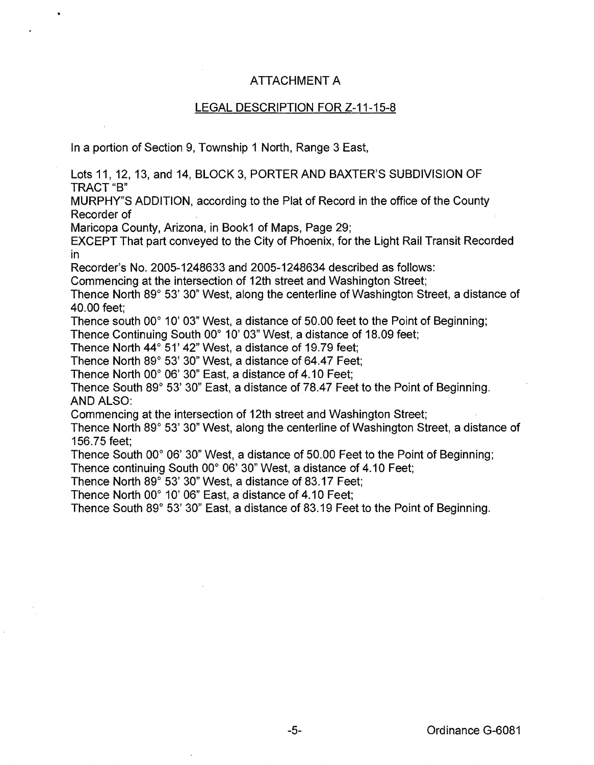# ATTACHMENT A

## LEGAL DESCRIPTION FOR Z-11-15-8

In a portion of Section 9, Township 1 North, Range 3 East,

Lots 11, 12, 13, and 14, BLOCK 3, PORTER AND BAXTER'S SUBDIVISION OF TRACT "B"
MURPHY"S ADDITION, according to the Plat of Record in the office of the County Recorder of
Maricopa County, Arizona, in Book1 of Maps, Page 29;
EXCEPT That part conveyed to the City of Phoenix, for the Light Rail Transit Recorded in
Recorder's No. 2005-1248633 and 2005-1248634 described as follows:
Commencing at the intersection of 12th street and Washington Street;
Thence North 89° 53' 30" West, along the centerline of Washington Street, a distance of 40.00 feet;
Thence south 00° 10' 03" West, a distance of 50.00 feet to the Point of Beginning;
Thence Continuing South 00° 10' 03" West, a distance of 18.09 feet;
Thence North 44° 51' 42" West, a distance of 19.79 feet;
Thence North 89° 53' 30" West, a distance of 64.47 Feet;
Thence North 00° 06' 30" East, a distance of 4.10 Feet;
Thence South 89° 53' 30" East, a distance of 78.47 Feet to the Point of Beginning.
AND ALSO:
Commencing at the intersection of 12th street and Washington Street;
Thence North 89° 53' 30" West, along the centerline of Washington Street, a distance of 156.75 feet;
Thence South 00° 06' 30" West, a distance of 50.00 Feet to the Point of Beginning;
Thence continuing South 00° 06' 30" West, a distance of 4.10 Feet;
Thence North 89° 53' 30" West, a distance of 83.17 Feet;
Thence North 00° 10' 06" East, a distance of 4.10 Feet;
Thence South 89° 53' 30" East, a distance of 83.19 Feet to the Point of Beginning.

Ordinance G-6081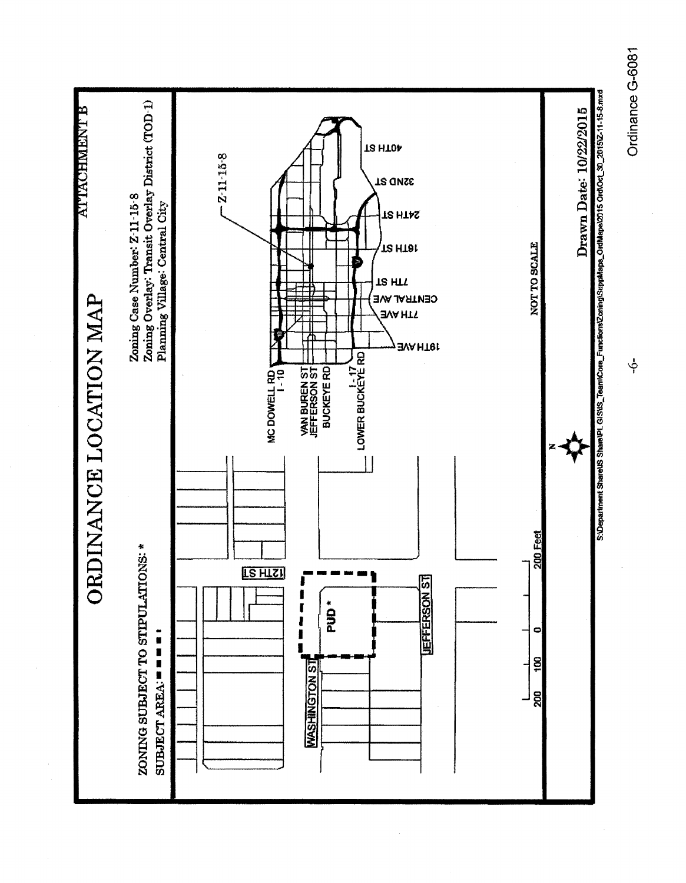# ORDINANCE LOCATION MAP

ATTACHMENT B

ZONING SUBJECT TO STIPULATIONS: *

SUBJECT AREA: ■ ■ ■ ■

Zoning Case Number: Z-11-15-8
Zoning Overlay: Transit Overlay District (TOD-1)
Planning Village: Central City

WASHINGTON ST

12TH ST

JEFFERSON ST

PUD *

200 100 0 200 Feet

Z-11-15-8

MC DOWELL RD
I - 10
VAN BUREN ST
JEFFERSON ST
BUCKEYE RD
I - 17
LOWER BUCKEYE RD

19TH AVE
7TH AVE
CENTRAL AVE
7TH ST
16TH ST
24TH ST
32ND ST
40TH ST

NOT TO SCALE

N

Drawn Date: 10/22/2015

S:\Department Share\IS Share\PL GIS\IS_Team\Core_Functions\Zoning\SuppMaps_OrdMaps\2015 Ord\Oct_30_2015\Z-11-15-8.mxd

Ordinance G-6081